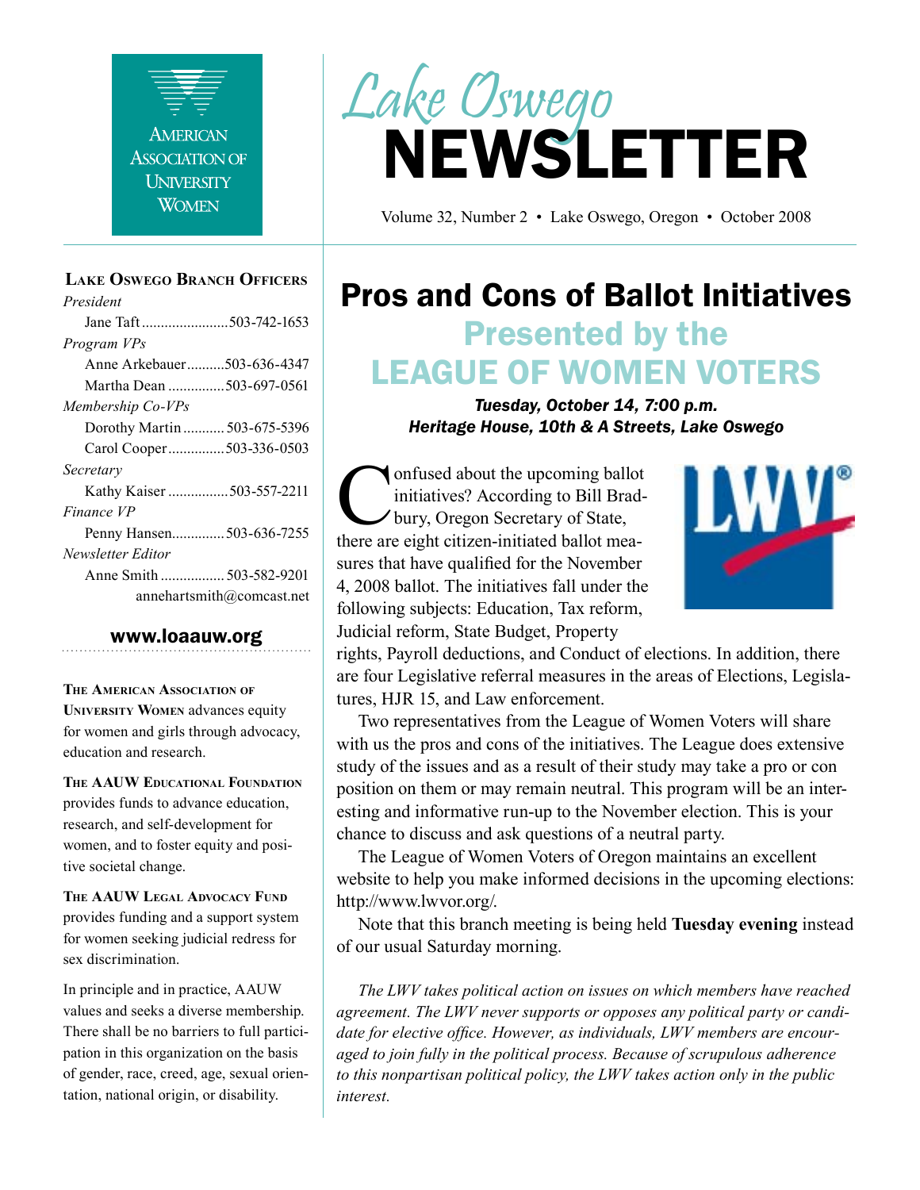AMERICAN ASSOCIATION OF UNIVERSITY WOMEN

# Lake Oswego NEWSLETTER

Volume 32, Number 2 • Lake Oswego, Oregon • October 2008

## Pros and Cons of Ballot Initiatives

## Presented by the LEAGUE OF WOMEN VOTERS

***Tuesday, October 14, 7:00 p.m.***
***Heritage House, 10th & A Streets, Lake Oswego***

Confused about the upcoming ballot initiatives? According to Bill Bradbury, Oregon Secretary of State, there are eight citizen-initiated ballot measures that have qualified for the November 4, 2008 ballot. The initiatives fall under the following subjects: Education, Tax reform, Judicial reform, State Budget, Property rights, Payroll deductions, and Conduct of elections. In addition, there are four Legislative referral measures in the areas of Elections, Legislatures, HJR 15, and Law enforcement.

Two representatives from the League of Women Voters will share with us the pros and cons of the initiatives. The League does extensive study of the issues and as a result of their study may take a pro or con position on them or may remain neutral. This program will be an interesting and informative run-up to the November election. This is your chance to discuss and ask questions of a neutral party.

The League of Women Voters of Oregon maintains an excellent website to help you make informed decisions in the upcoming elections: http://www.lwvor.org/.

Note that this branch meeting is being held **Tuesday evening** instead of our usual Saturday morning.

*The LWV takes political action on issues on which members have reached agreement. The LWV never supports or opposes any political party or candidate for elective office. However, as individuals, LWV members are encouraged to join fully in the political process. Because of scrupulous adherence to this nonpartisan political policy, the LWV takes action only in the public interest.*

---

### Lake Oswego Branch Officers

*President*
Jane Taft ........ 503-742-1653

*Program VPs*
Anne Arkebauer ........ 503-636-4347
Martha Dean ........ 503-697-0561

*Membership Co-VPs*
Dorothy Martin ........ 503-675-5396
Carol Cooper ........ 503-336-0503

*Secretary*
Kathy Kaiser ........ 503-557-2211

*Finance VP*
Penny Hansen ........ 503-636-7255

*Newsletter Editor*
Anne Smith ........ 503-582-9201
annehartsmith@comcast.net

**www.loaauw.org**

**The American Association of University Women** advances equity for women and girls through advocacy, education and research.

**The AAUW Educational Foundation** provides funds to advance education, research, and self-development for women, and to foster equity and positive societal change.

**The AAUW Legal Advocacy Fund** provides funding and a support system for women seeking judicial redress for sex discrimination.

In principle and in practice, AAUW values and seeks a diverse membership. There shall be no barriers to full participation in this organization on the basis of gender, race, creed, age, sexual orientation, national origin, or disability.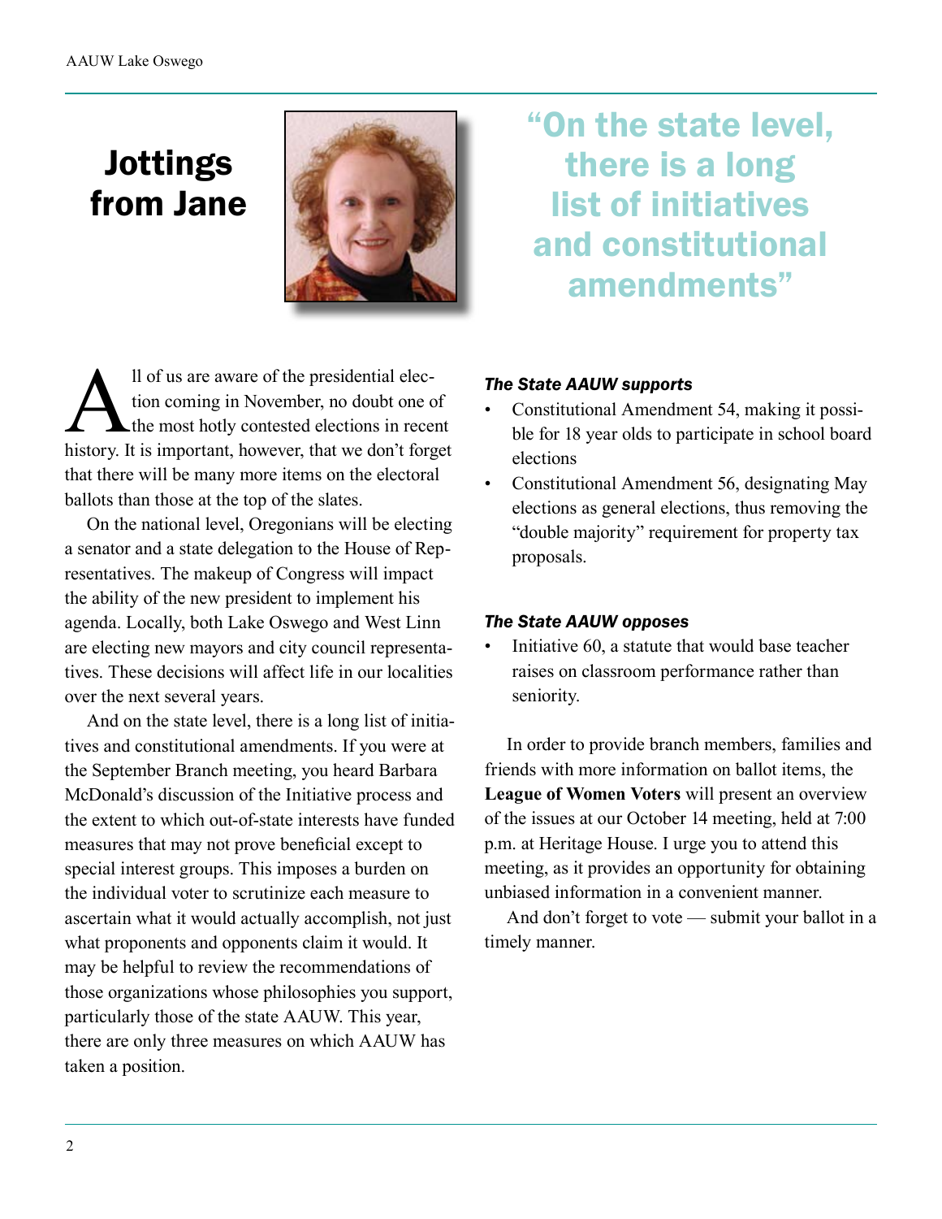# Jottings from Jane

> "On the state level, there is a long list of initiatives and constitutional amendments"

All of us are aware of the presidential election coming in November, no doubt one of the most hotly contested elections in recent history. It is important, however, that we don't forget that there will be many more items on the electoral ballots than those at the top of the slates.

On the national level, Oregonians will be electing a senator and a state delegation to the House of Representatives. The makeup of Congress will impact the ability of the new president to implement his agenda. Locally, both Lake Oswego and West Linn are electing new mayors and city council representatives. These decisions will affect life in our localities over the next several years.

And on the state level, there is a long list of initiatives and constitutional amendments. If you were at the September Branch meeting, you heard Barbara McDonald's discussion of the Initiative process and the extent to which out-of-state interests have funded measures that may not prove beneficial except to special interest groups. This imposes a burden on the individual voter to scrutinize each measure to ascertain what it would actually accomplish, not just what proponents and opponents claim it would. It may be helpful to review the recommendations of those organizations whose philosophies you support, particularly those of the state AAUW. This year, there are only three measures on which AAUW has taken a position.

***The State AAUW supports***

- Constitutional Amendment 54, making it possible for 18 year olds to participate in school board elections
- Constitutional Amendment 56, designating May elections as general elections, thus removing the "double majority" requirement for property tax proposals.

***The State AAUW opposes***

- Initiative 60, a statute that would base teacher raises on classroom performance rather than seniority.

In order to provide branch members, families and friends with more information on ballot items, the **League of Women Voters** will present an overview of the issues at our October 14 meeting, held at 7:00 p.m. at Heritage House. I urge you to attend this meeting, as it provides an opportunity for obtaining unbiased information in a convenient manner.

And don't forget to vote — submit your ballot in a timely manner.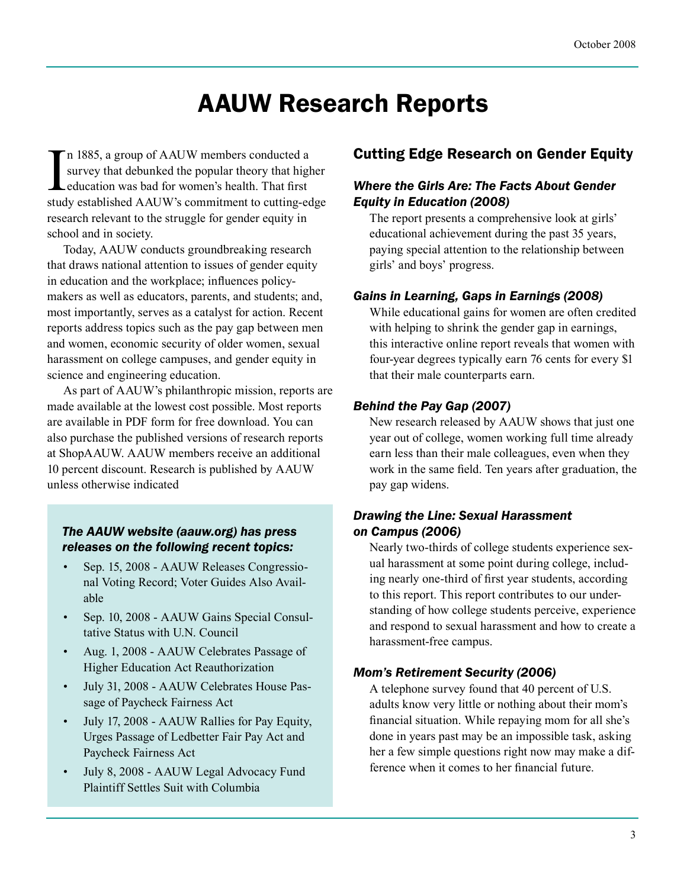# AAUW Research Reports

In 1885, a group of AAUW members conducted a survey that debunked the popular theory that higher education was bad for women's health. That first study established AAUW's commitment to cutting-edge research relevant to the struggle for gender equity in school and in society.

Today, AAUW conducts groundbreaking research that draws national attention to issues of gender equity in education and the workplace; influences policy-makers as well as educators, parents, and students; and, most importantly, serves as a catalyst for action. Recent reports address topics such as the pay gap between men and women, economic security of older women, sexual harassment on college campuses, and gender equity in science and engineering education.

As part of AAUW's philanthropic mission, reports are made available at the lowest cost possible. Most reports are available in PDF form for free download. You can also purchase the published versions of research reports at ShopAAUW. AAUW members receive an additional 10 percent discount. Research is published by AAUW unless otherwise indicated

***The AAUW website (aauw.org) has press releases on the following recent topics:***

- Sep. 15, 2008 - AAUW Releases Congressional Voting Record; Voter Guides Also Available
- Sep. 10, 2008 - AAUW Gains Special Consultative Status with U.N. Council
- Aug. 1, 2008 - AAUW Celebrates Passage of Higher Education Act Reauthorization
- July 31, 2008 - AAUW Celebrates House Passage of Paycheck Fairness Act
- July 17, 2008 - AAUW Rallies for Pay Equity, Urges Passage of Ledbetter Fair Pay Act and Paycheck Fairness Act
- July 8, 2008 - AAUW Legal Advocacy Fund Plaintiff Settles Suit with Columbia

## Cutting Edge Research on Gender Equity

### *Where the Girls Are: The Facts About Gender Equity in Education (2008)*

The report presents a comprehensive look at girls' educational achievement during the past 35 years, paying special attention to the relationship between girls' and boys' progress.

### *Gains in Learning, Gaps in Earnings (2008)*

While educational gains for women are often credited with helping to shrink the gender gap in earnings, this interactive online report reveals that women with four-year degrees typically earn 76 cents for every $1 that their male counterparts earn.

### *Behind the Pay Gap (2007)*

New research released by AAUW shows that just one year out of college, women working full time already earn less than their male colleagues, even when they work in the same field. Ten years after graduation, the pay gap widens.

### *Drawing the Line: Sexual Harassment on Campus (2006)*

Nearly two-thirds of college students experience sexual harassment at some point during college, including nearly one-third of first year students, according to this report. This report contributes to our understanding of how college students perceive, experience and respond to sexual harassment and how to create a harassment-free campus.

### *Mom's Retirement Security (2006)*

A telephone survey found that 40 percent of U.S. adults know very little or nothing about their mom's financial situation. While repaying mom for all she's done in years past may be an impossible task, asking her a few simple questions right now may make a difference when it comes to her financial future.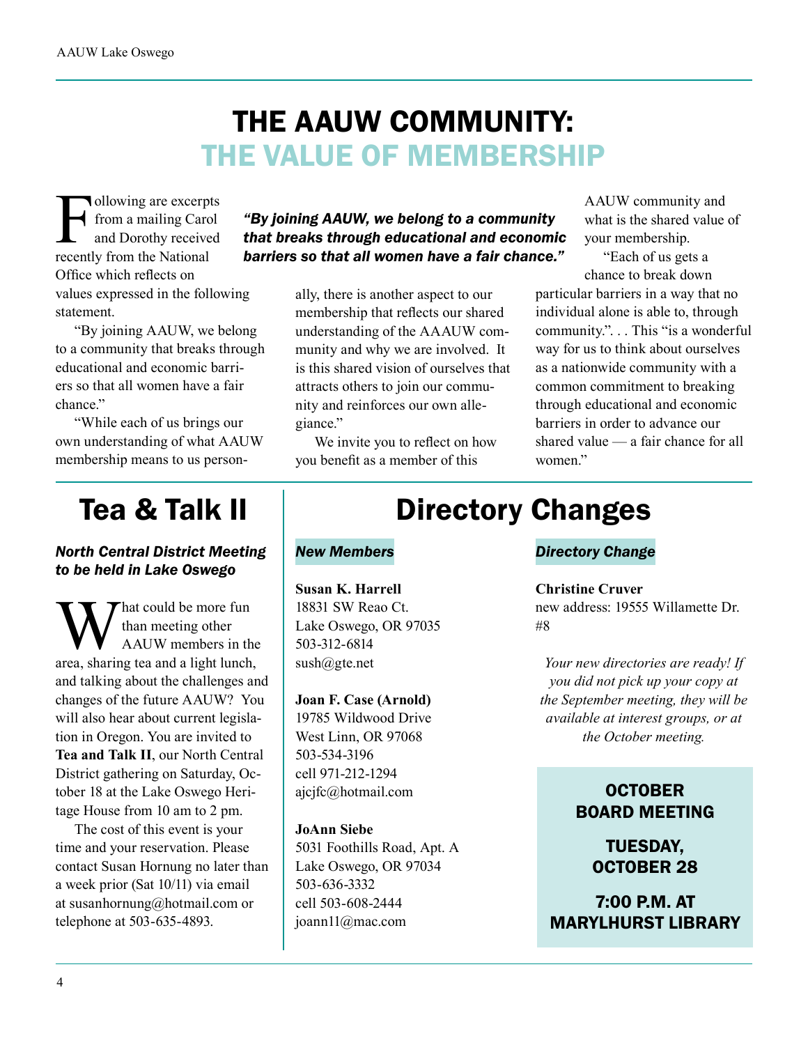# THE AAUW COMMUNITY: THE VALUE OF MEMBERSHIP

Following are excerpts from a mailing Carol and Dorothy received recently from the National Office which reflects on values expressed in the following statement.

*"By joining AAUW, we belong to a community that breaks through educational and economic barriers so that all women have a fair chance."*

"By joining AAUW, we belong to a community that breaks through educational and economic barriers so that all women have a fair chance."

"While each of us brings our own understanding of what AAUW membership means to us personally, there is another aspect to our membership that reflects our shared understanding of the AAAUW community and why we are involved. It is this shared vision of ourselves that attracts others to join our community and reinforces our own allegiance."

We invite you to reflect on how you benefit as a member of this AAUW community and what is the shared value of your membership.

"Each of us gets a chance to break down particular barriers in a way that no individual alone is able to, through community.". . . This "is a wonderful way for us to think about ourselves as a nationwide community with a common commitment to breaking through educational and economic barriers in order to advance our shared value — a fair chance for all women."

# Tea & Talk II

***North Central District Meeting to be held in Lake Oswego***

What could be more fun than meeting other AAUW members in the area, sharing tea and a light lunch, and talking about the challenges and changes of the future AAUW? You will also hear about current legislation in Oregon. You are invited to **Tea and Talk II**, our North Central District gathering on Saturday, October 18 at the Lake Oswego Heritage House from 10 am to 2 pm.

The cost of this event is your time and your reservation. Please contact Susan Hornung no later than a week prior (Sat 10/11) via email at susanhornung@hotmail.com or telephone at 503-635-4893.

# Directory Changes

***New Members***

**Susan K. Harrell**
18831 SW Reao Ct.
Lake Oswego, OR 97035
503-312-6814
sush@gte.net

**Joan F. Case (Arnold)**
19785 Wildwood Drive
West Linn, OR 97068
503-534-3196
cell 971-212-1294
ajcjfc@hotmail.com

**JoAnn Siebe**
5031 Foothills Road, Apt. A
Lake Oswego, OR 97034
503-636-3332
cell 503-608-2444
joann11@mac.com

***Directory Change***

**Christine Cruver**
new address: 19555 Willamette Dr. #8

*Your new directories are ready! If you did not pick up your copy at the September meeting, they will be available at interest groups, or at the October meeting.*

**OCTOBER BOARD MEETING**

**TUESDAY, OCTOBER 28**

**7:00 P.M. AT MARYLHURST LIBRARY**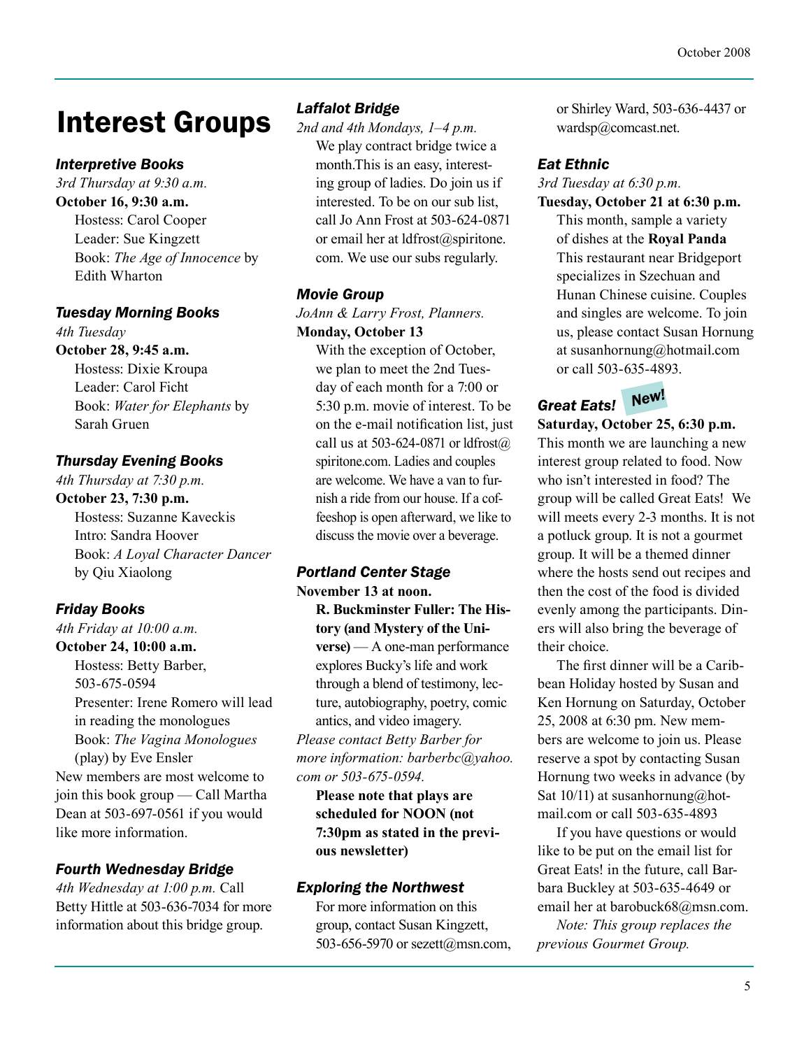# Interest Groups

### *Interpretive Books*

*3rd Thursday at 9:30 a.m.*

**October 16, 9:30 a.m.**

Hostess: Carol Cooper
Leader: Sue Kingzett
Book: *The Age of Innocence* by Edith Wharton

### *Tuesday Morning Books*

*4th Tuesday*

**October 28, 9:45 a.m.**

Hostess: Dixie Kroupa
Leader: Carol Ficht
Book: *Water for Elephants* by Sarah Gruen

### *Thursday Evening Books*

*4th Thursday at 7:30 p.m.*

**October 23, 7:30 p.m.**

Hostess: Suzanne Kaveckis
Intro: Sandra Hoover
Book: *A Loyal Character Dancer* by Qiu Xiaolong

### *Friday Books*

*4th Friday at 10:00 a.m.*

**October 24, 10:00 a.m.**

Hostess: Betty Barber, 503-675-0594
Presenter: Irene Romero will lead in reading the monologues
Book: *The Vagina Monologues* (play) by Eve Ensler

New members are most welcome to join this book group — Call Martha Dean at 503-697-0561 if you would like more information.

### *Fourth Wednesday Bridge*

*4th Wednesday at 1:00 p.m.* Call Betty Hittle at 503-636-7034 for more information about this bridge group.

### *Laffalot Bridge*

*2nd and 4th Mondays, 1–4 p.m.*

We play contract bridge twice a month.This is an easy, interesting group of ladies. Do join us if interested. To be on our sub list, call Jo Ann Frost at 503-624-0871 or email her at ldfrost@spiritone.com. We use our subs regularly.

### *Movie Group*

*JoAnn & Larry Frost, Planners.*

**Monday, October 13**

With the exception of October, we plan to meet the 2nd Tuesday of each month for a 7:00 or 5:30 p.m. movie of interest. To be on the e-mail notification list, just call us at 503-624-0871 or ldfrost@spiritone.com. Ladies and couples are welcome. We have a van to furnish a ride from our house. If a coffeeshop is open afterward, we like to discuss the movie over a beverage.

### *Portland Center Stage*

**November 13 at noon.**

**R. Buckminster Fuller: The History (and Mystery of the Universe)** — A one-man performance explores Bucky's life and work through a blend of testimony, lecture, autobiography, poetry, comic antics, and video imagery.

*Please contact Betty Barber for more information: barberbc@yahoo.com or 503-675-0594.*

**Please note that plays are scheduled for NOON (not 7:30pm as stated in the previous newsletter)**

### *Exploring the Northwest*

For more information on this group, contact Susan Kingzett, 503-656-5970 or sezett@msn.com, or Shirley Ward, 503-636-4437 or wardsp@comcast.net.

### *Eat Ethnic*

*3rd Tuesday at 6:30 p.m.*

**Tuesday, October 21 at 6:30 p.m.**

This month, sample a variety of dishes at the **Royal Panda** This restaurant near Bridgeport specializes in Szechuan and Hunan Chinese cuisine. Couples and singles are welcome. To join us, please contact Susan Hornung at susanhornung@hotmail.com or call 503-635-4893.

### *Great Eats!* **New!**

**Saturday, October 25, 6:30 p.m.**

This month we are launching a new interest group related to food. Now who isn't interested in food? The group will be called Great Eats! We will meets every 2-3 months. It is not a potluck group. It is not a gourmet group. It will be a themed dinner where the hosts send out recipes and then the cost of the food is divided evenly among the participants. Diners will also bring the beverage of their choice.

The first dinner will be a Caribbean Holiday hosted by Susan and Ken Hornung on Saturday, October 25, 2008 at 6:30 pm. New members are welcome to join us. Please reserve a spot by contacting Susan Hornung two weeks in advance (by Sat 10/11) at susanhornung@hotmail.com or call 503-635-4893

If you have questions or would like to be put on the email list for Great Eats! in the future, call Barbara Buckley at 503-635-4649 or email her at barobuck68@msn.com.

*Note: This group replaces the previous Gourmet Group.*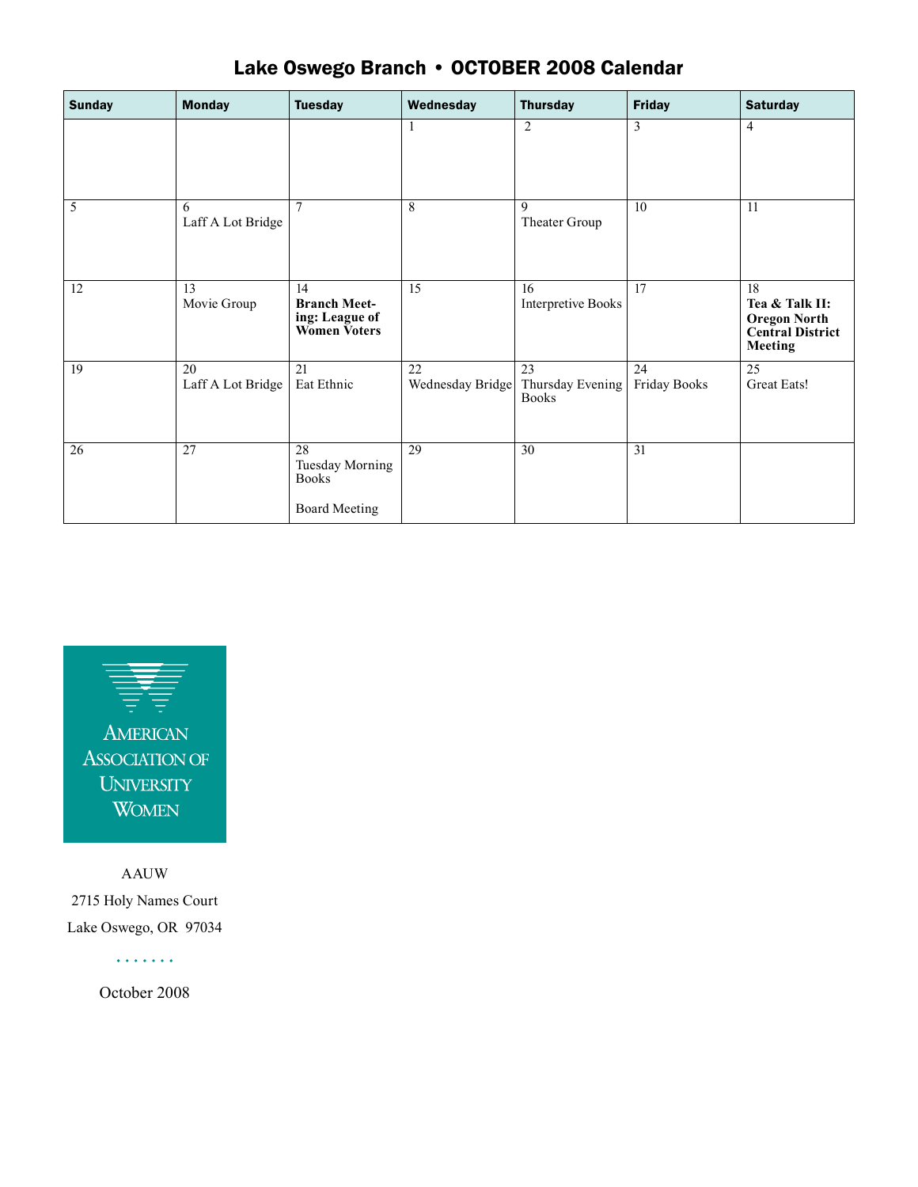# Lake Oswego Branch • OCTOBER 2008 Calendar

| Sunday | Monday | Tuesday | Wednesday | Thursday | Friday | Saturday |
|---|---|---|---|---|---|---|
| | | | 1 | 2 | 3 | 4 |
| 5 | 6<br>Laff A Lot Bridge | 7 | 8 | 9<br>Theater Group | 10 | 11 |
| 12 | 13<br>Movie Group | 14<br>**Branch Meeting: League of Women Voters** | 15 | 16<br>Interpretive Books | 17 | 18<br>**Tea & Talk II: Oregon North Central District Meeting** |
| 19 | 20<br>Laff A Lot Bridge | 21<br>Eat Ethnic | 22<br>Wednesday Bridge | 23<br>Thursday Evening Books | 24<br>Friday Books | 25<br>Great Eats! |
| 26 | 27 | 28<br>Tuesday Morning Books<br><br>Board Meeting | 29 | 30 | 31 | |

AMERICAN ASSOCIATION OF UNIVERSITY WOMEN

AAUW

2715 Holy Names Court

Lake Oswego, OR 97034

October 2008